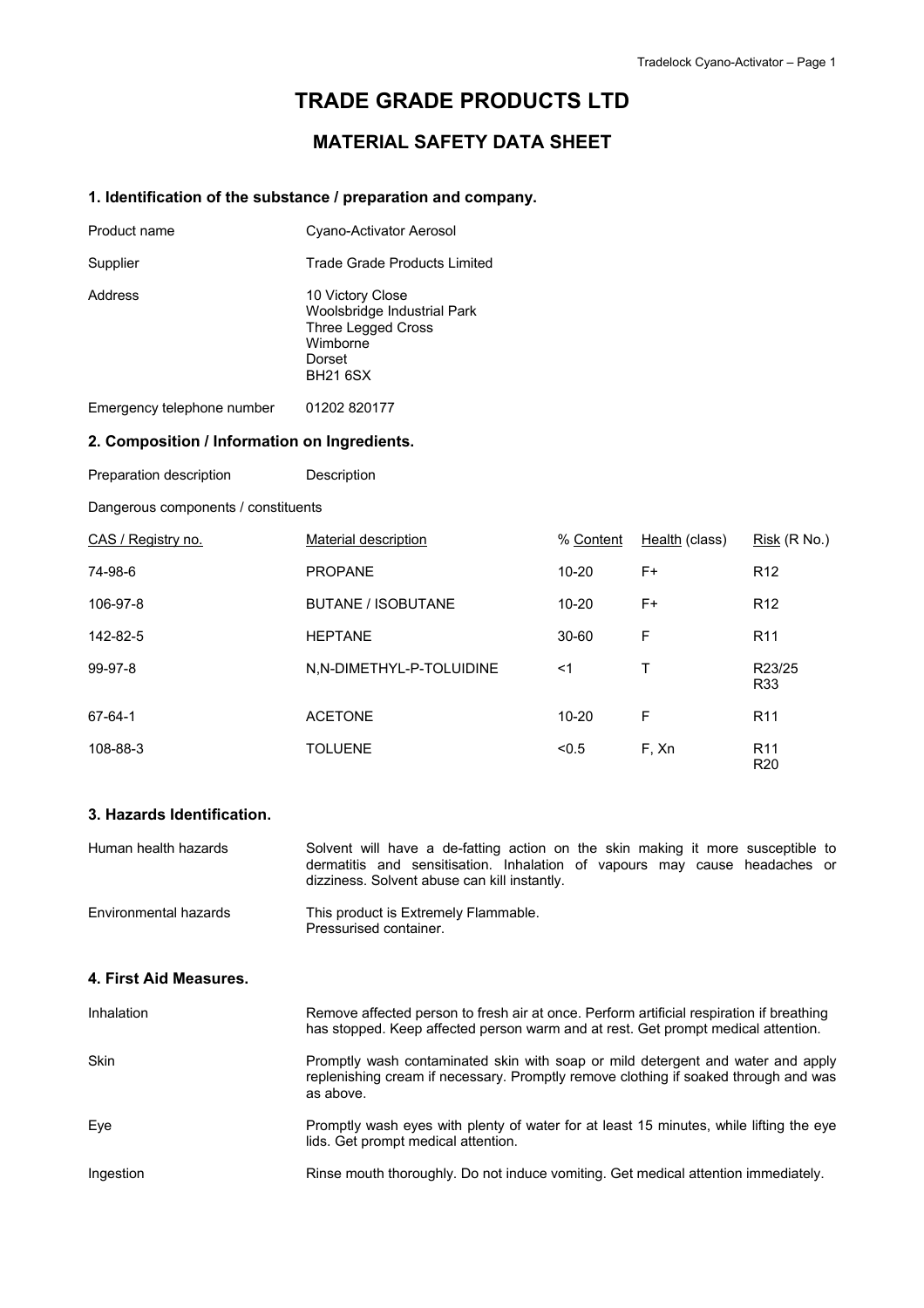# TRADE GRADE PRODUCTS LTD

## MATERIAL SAFETY DATA SHEET

### 1. Identification of the substance / preparation and company.

| | |
|---|---|
| Product name | Cyano-Activator Aerosol |
| Supplier | Trade Grade Products Limited |
| Address | 10 Victory Close<br>Woolsbridge Industrial Park<br>Three Legged Cross<br>Wimborne<br>Dorset<br>BH21 6SX |
| Emergency telephone number | 01202 820177 |

### 2. Composition / Information on Ingredients.

Preparation description Description

Dangerous components / constituents

| CAS / Registry no. | Material description | % Content | Health (class) | Risk (R No.) |
|---|---|---|---|---|
| 74-98-6 | PROPANE | 10-20 | F+ | R12 |
| 106-97-8 | BUTANE / ISOBUTANE | 10-20 | F+ | R12 |
| 142-82-5 | HEPTANE | 30-60 | F | R11 |
| 99-97-8 | N,N-DIMETHYL-P-TOLUIDINE | <1 | T | R23/25<br>R33 |
| 67-64-1 | ACETONE | 10-20 | F | R11 |
| 108-88-3 | TOLUENE | <0.5 | F, Xn | R11<br>R20 |

### 3. Hazards Identification.

| | |
|---|---|
| Human health hazards | Solvent will have a de-fatting action on the skin making it more susceptible to dermatitis and sensitisation. Inhalation of vapours may cause headaches or dizziness. Solvent abuse can kill instantly. |
| Environmental hazards | This product is Extremely Flammable.<br>Pressurised container. |

### 4. First Aid Measures.

| | |
|---|---|
| Inhalation | Remove affected person to fresh air at once. Perform artificial respiration if breathing has stopped. Keep affected person warm and at rest. Get prompt medical attention. |
| Skin | Promptly wash contaminated skin with soap or mild detergent and water and apply replenishing cream if necessary. Promptly remove clothing if soaked through and was as above. |
| Eye | Promptly wash eyes with plenty of water for at least 15 minutes, while lifting the eye lids. Get prompt medical attention. |
| Ingestion | Rinse mouth thoroughly. Do not induce vomiting. Get medical attention immediately. |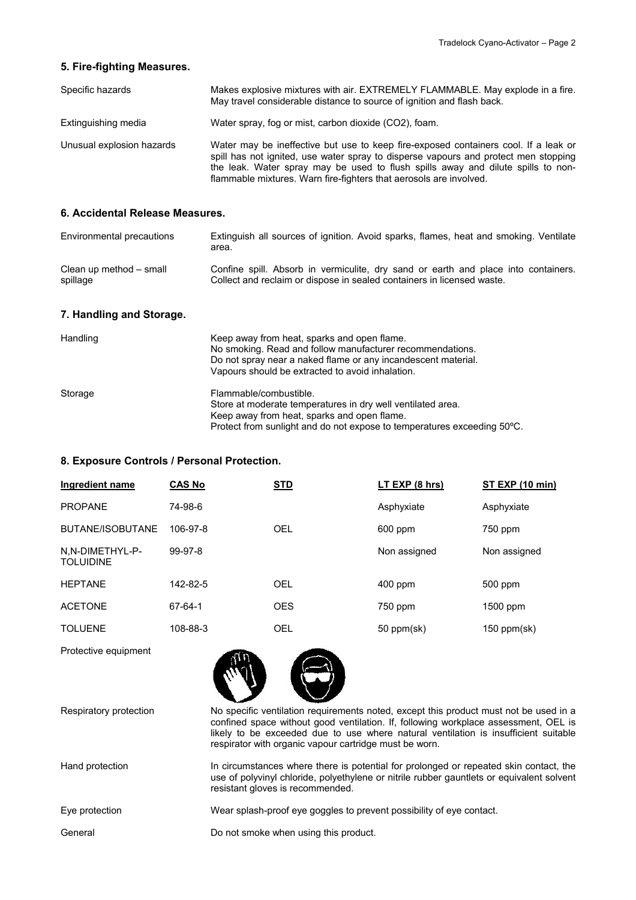## 5. Fire-fighting Measures.

| | |
|---|---|
| Specific hazards | Makes explosive mixtures with air. EXTREMELY FLAMMABLE. May explode in a fire. May travel considerable distance to source of ignition and flash back. |
| Extinguishing media | Water spray, fog or mist, carbon dioxide ($CO_2$), foam. |
| Unusual explosion hazards | Water may be ineffective but use to keep fire-exposed containers cool. If a leak or spill has not ignited, use water spray to disperse vapours and protect men stopping the leak. Water spray may be used to flush spills away and dilute spills to non-flammable mixtures. Warn fire-fighters that aerosols are involved. |

## 6. Accidental Release Measures.

| | |
|---|---|
| Environmental precautions | Extinguish all sources of ignition. Avoid sparks, flames, heat and smoking. Ventilate area. |
| Clean up method – small spillage | Confine spill. Absorb in vermiculite, dry sand or earth and place into containers. Collect and reclaim or dispose in sealed containers in licensed waste. |

## 7. Handling and Storage.

| | |
|---|---|
| Handling | Keep away from heat, sparks and open flame.<br>No smoking. Read and follow manufacturer recommendations.<br>Do not spray near a naked flame or any incandescent material.<br>Vapours should be extracted to avoid inhalation. |
| Storage | Flammable/combustible.<br>Store at moderate temperatures in dry well ventilated area.<br>Keep away from heat, sparks and open flame.<br>Protect from sunlight and do not expose to temperatures exceeding 50ºC. |

## 8. Exposure Controls / Personal Protection.

| Ingredient name | CAS No | STD | LT EXP (8 hrs) | ST EXP (10 min) |
|---|---|---|---|---|
| PROPANE | 74-98-6 | | Asphyxiate | Asphyxiate |
| BUTANE/ISOBUTANE | 106-97-8 | OEL | 600 ppm | 750 ppm |
| N,N-DIMETHYL-P-TOLUIDINE | 99-97-8 | | Non assigned | Non assigned |
| HEPTANE | 142-82-5 | OEL | 400 ppm | 500 ppm |
| ACETONE | 67-64-1 | OES | 750 ppm | 1500 ppm |
| TOLUENE | 108-88-3 | OEL | 50 ppm(sk) | 150 ppm(sk) |

| | |
|---|---|
| Protective equipment | |
| Respiratory protection | No specific ventilation requirements noted, except this product must not be used in a confined space without good ventilation. If, following workplace assessment, OEL is likely to be exceeded due to use where natural ventilation is insufficient suitable respirator with organic vapour cartridge must be worn. |
| Hand protection | In circumstances where there is potential for prolonged or repeated skin contact, the use of polyvinyl chloride, polyethylene or nitrile rubber gauntlets or equivalent solvent resistant gloves is recommended. |
| Eye protection | Wear splash-proof eye goggles to prevent possibility of eye contact. |
| General | Do not smoke when using this product. |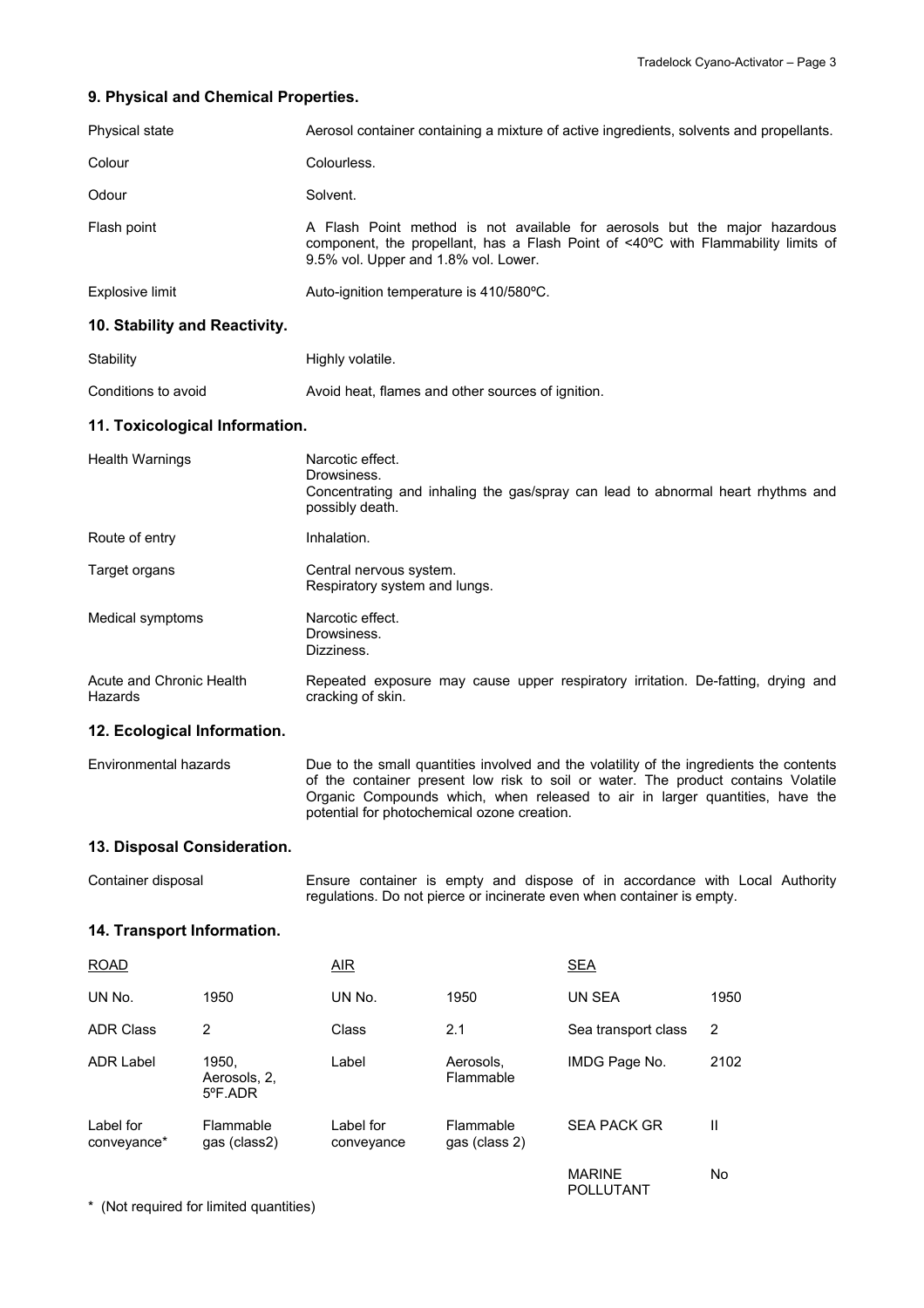## 9. Physical and Chemical Properties.

| | |
|---|---|
| Physical state | Aerosol container containing a mixture of active ingredients, solvents and propellants. |
| Colour | Colourless. |
| Odour | Solvent. |
| Flash point | A Flash Point method is not available for aerosols but the major hazardous component, the propellant, has a Flash Point of <40ºC with Flammability limits of 9.5% vol. Upper and 1.8% vol. Lower. |
| Explosive limit | Auto-ignition temperature is 410/580ºC. |

## 10. Stability and Reactivity.

| | |
|---|---|
| Stability | Highly volatile. |
| Conditions to avoid | Avoid heat, flames and other sources of ignition. |

## 11. Toxicological Information.

| | |
|---|---|
| Health Warnings | Narcotic effect.<br>Drowsiness.<br>Concentrating and inhaling the gas/spray can lead to abnormal heart rhythms and possibly death. |
| Route of entry | Inhalation. |
| Target organs | Central nervous system.<br>Respiratory system and lungs. |
| Medical symptoms | Narcotic effect.<br>Drowsiness.<br>Dizziness. |
| Acute and Chronic Health Hazards | Repeated exposure may cause upper respiratory irritation. De-fatting, drying and cracking of skin. |

## 12. Ecological Information.

| | |
|---|---|
| Environmental hazards | Due to the small quantities involved and the volatility of the ingredients the contents of the container present low risk to soil or water. The product contains Volatile Organic Compounds which, when released to air in larger quantities, have the potential for photochemical ozone creation. |

## 13. Disposal Consideration.

| | |
|---|---|
| Container disposal | Ensure container is empty and dispose of in accordance with Local Authority regulations. Do not pierce or incinerate even when container is empty. |

## 14. Transport Information.

| ROAD | | AIR | | SEA | |
|---|---|---|---|---|---|
| UN No. | 1950 | UN No. | 1950 | UN SEA | 1950 |
| ADR Class | 2 | Class | 2.1 | Sea transport class | 2 |
| ADR Label | 1950, Aerosols, 2, 5ºF.ADR | Label | Aerosols, Flammable | IMDG Page No. | 2102 |
| Label for conveyance* | Flammable gas (class2) | Label for conveyance | Flammable gas (class 2) | SEA PACK GR | II |
| | | | | MARINE POLLUTANT | No |

* (Not required for limited quantities)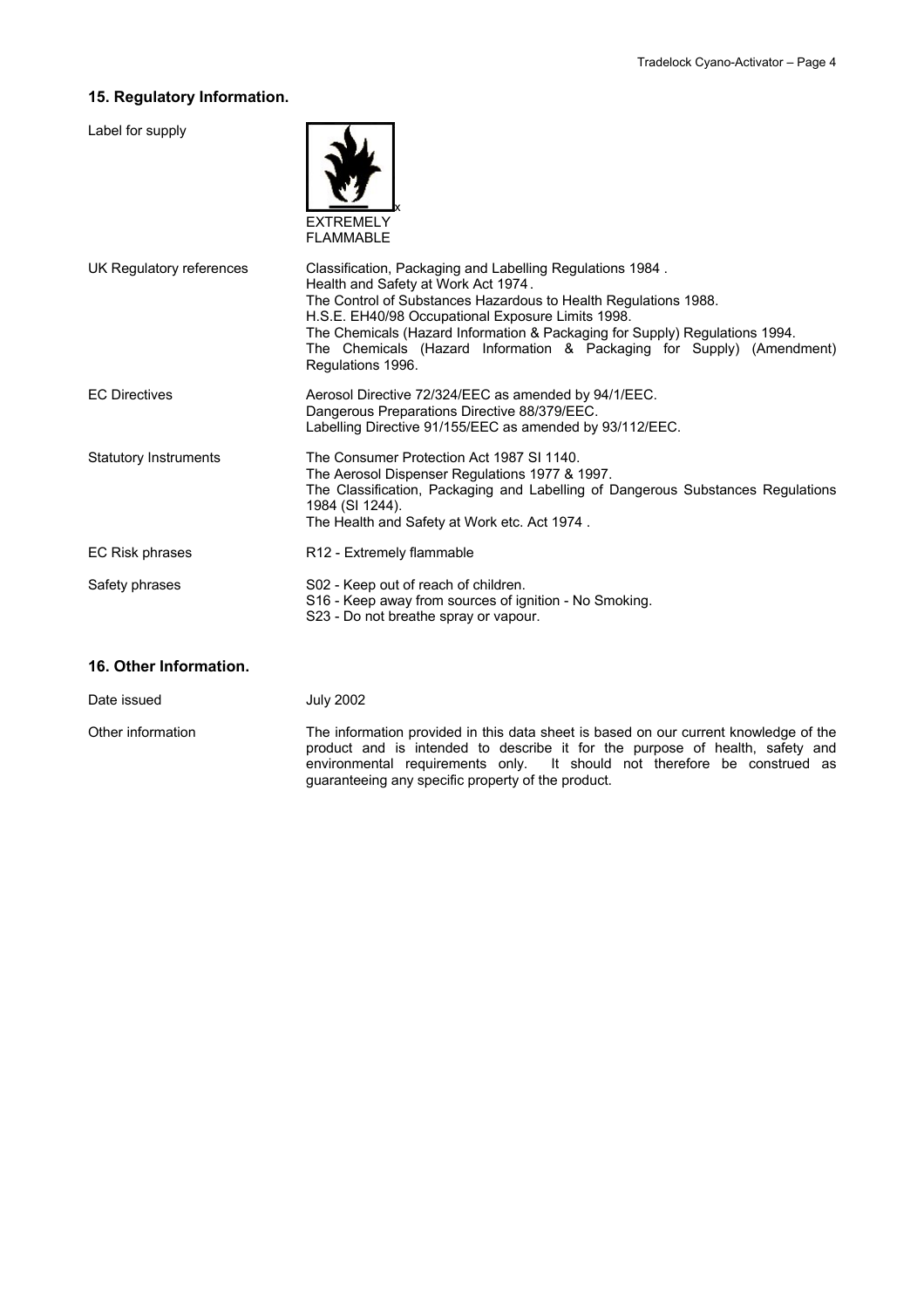## 15. Regulatory Information.

| | |
|---|---|
| Label for supply | EXTREMELY FLAMMABLE |
| UK Regulatory references | Classification, Packaging and Labelling Regulations 1984 .<br>Health and Safety at Work Act 1974 .<br>The Control of Substances Hazardous to Health Regulations 1988.<br>H.S.E. EH40/98 Occupational Exposure Limits 1998.<br>The Chemicals (Hazard Information & Packaging for Supply) Regulations 1994.<br>The Chemicals (Hazard Information & Packaging for Supply) (Amendment) Regulations 1996. |
| EC Directives | Aerosol Directive 72/324/EEC as amended by 94/1/EEC.<br>Dangerous Preparations Directive 88/379/EEC.<br>Labelling Directive 91/155/EEC as amended by 93/112/EEC. |
| Statutory Instruments | The Consumer Protection Act 1987 SI 1140.<br>The Aerosol Dispenser Regulations 1977 & 1997.<br>The Classification, Packaging and Labelling of Dangerous Substances Regulations 1984 (SI 1244).<br>The Health and Safety at Work etc. Act 1974 . |
| EC Risk phrases | R12 - Extremely flammable |
| Safety phrases | S02 - Keep out of reach of children.<br>S16 - Keep away from sources of ignition - No Smoking.<br>S23 - Do not breathe spray or vapour. |

## 16. Other Information.

| | |
|---|---|
| Date issued | July 2002 |
| Other information | The information provided in this data sheet is based on our current knowledge of the product and is intended to describe it for the purpose of health, safety and environmental requirements only. It should not therefore be construed as guaranteeing any specific property of the product. |